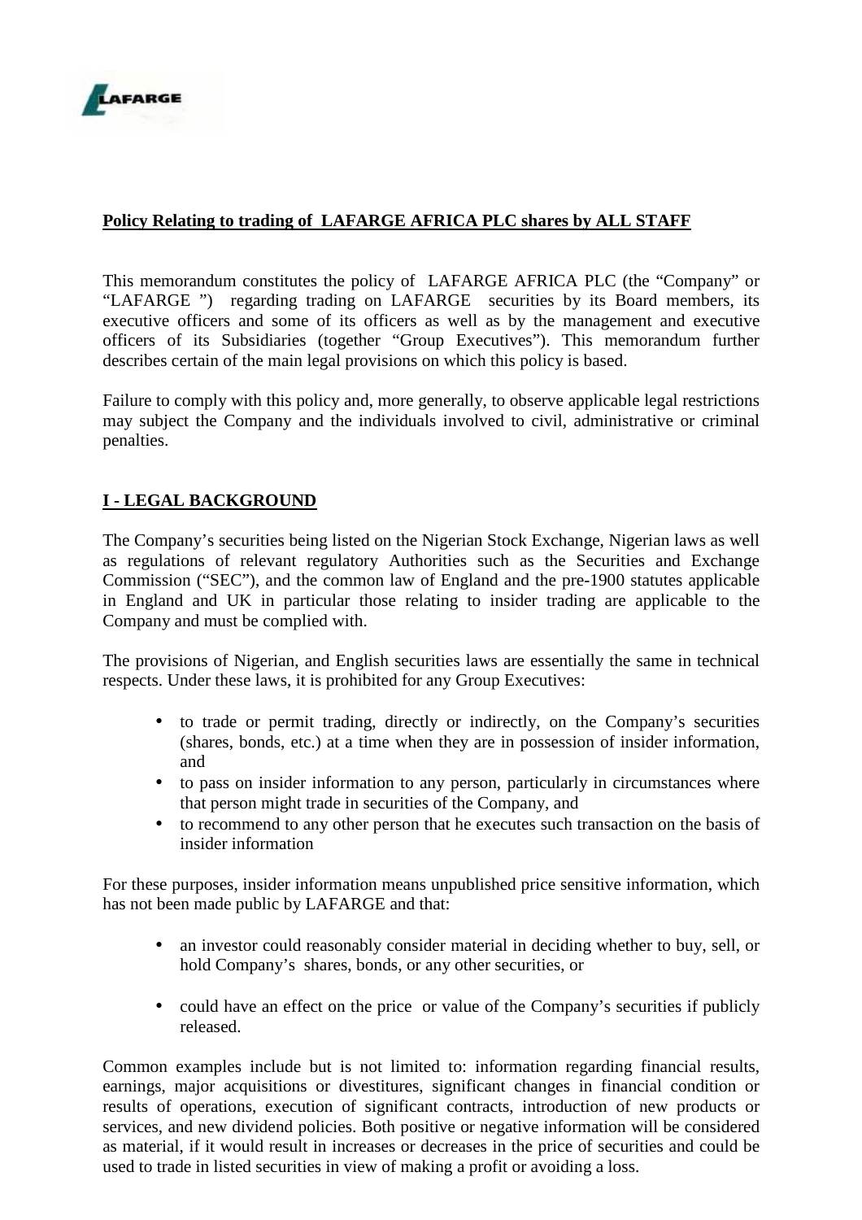**Policy Relating to trading of LAFARGE AFRICA PLC shares by ALL STAFF**

This memorandum constitutes the policy of LAFARGE AFRICA PLC (the "Company" or "LAFARGE ") regarding trading on LAFARGE securities by its Board members, its executive officers and some of its officers as well as by the management and executive officers of its Subsidiaries (together "Group Executives"). This memorandum further describes certain of the main legal provisions on which this policy is based.

Failure to comply with this policy and, more generally, to observe applicable legal restrictions may subject the Company and the individuals involved to civil, administrative or criminal penalties.

## I - LEGAL BACKGROUND

The Company's securities being listed on the Nigerian Stock Exchange, Nigerian laws as well as regulations of relevant regulatory Authorities such as the Securities and Exchange Commission ("SEC"), and the common law of England and the pre-1900 statutes applicable in England and UK in particular those relating to insider trading are applicable to the Company and must be complied with.

The provisions of Nigerian, and English securities laws are essentially the same in technical respects. Under these laws, it is prohibited for any Group Executives:

- to trade or permit trading, directly or indirectly, on the Company's securities (shares, bonds, etc.) at a time when they are in possession of insider information, and
- to pass on insider information to any person, particularly in circumstances where that person might trade in securities of the Company, and
- to recommend to any other person that he executes such transaction on the basis of insider information

For these purposes, insider information means unpublished price sensitive information, which has not been made public by LAFARGE and that:

- an investor could reasonably consider material in deciding whether to buy, sell, or hold Company's shares, bonds, or any other securities, or
- could have an effect on the price or value of the Company's securities if publicly released.

Common examples include but is not limited to: information regarding financial results, earnings, major acquisitions or divestitures, significant changes in financial condition or results of operations, execution of significant contracts, introduction of new products or services, and new dividend policies. Both positive or negative information will be considered as material, if it would result in increases or decreases in the price of securities and could be used to trade in listed securities in view of making a profit or avoiding a loss.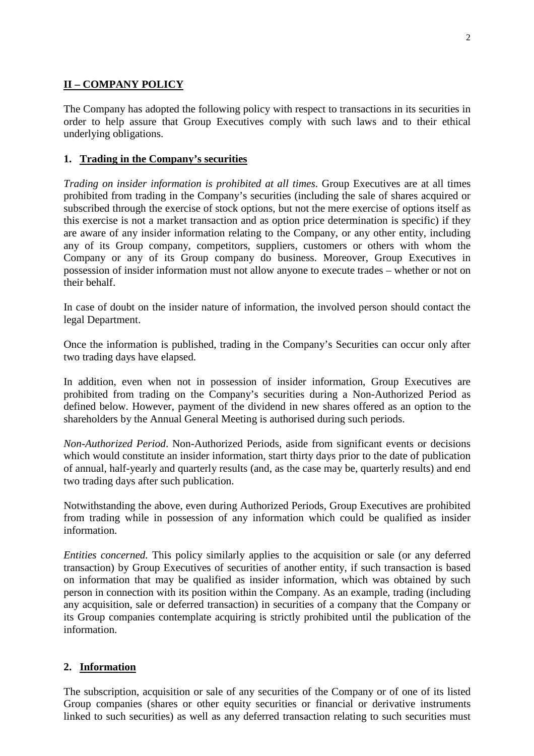## II – COMPANY POLICY

The Company has adopted the following policy with respect to transactions in its securities in order to help assure that Group Executives comply with such laws and to their ethical underlying obligations.

### 1. Trading in the Company's securities

*Trading on insider information is prohibited at all times*. Group Executives are at all times prohibited from trading in the Company's securities (including the sale of shares acquired or subscribed through the exercise of stock options, but not the mere exercise of options itself as this exercise is not a market transaction and as option price determination is specific) if they are aware of any insider information relating to the Company, or any other entity, including any of its Group company, competitors, suppliers, customers or others with whom the Company or any of its Group company do business. Moreover, Group Executives in possession of insider information must not allow anyone to execute trades – whether or not on their behalf.

In case of doubt on the insider nature of information, the involved person should contact the legal Department.

Once the information is published, trading in the Company's Securities can occur only after two trading days have elapsed.

In addition, even when not in possession of insider information, Group Executives are prohibited from trading on the Company's securities during a Non-Authorized Period as defined below. However, payment of the dividend in new shares offered as an option to the shareholders by the Annual General Meeting is authorised during such periods.

*Non-Authorized Period*. Non-Authorized Periods, aside from significant events or decisions which would constitute an insider information, start thirty days prior to the date of publication of annual, half-yearly and quarterly results (and, as the case may be, quarterly results) and end two trading days after such publication.

Notwithstanding the above, even during Authorized Periods, Group Executives are prohibited from trading while in possession of any information which could be qualified as insider information.

*Entities concerned.* This policy similarly applies to the acquisition or sale (or any deferred transaction) by Group Executives of securities of another entity, if such transaction is based on information that may be qualified as insider information, which was obtained by such person in connection with its position within the Company. As an example, trading (including any acquisition, sale or deferred transaction) in securities of a company that the Company or its Group companies contemplate acquiring is strictly prohibited until the publication of the information.

### 2. Information

The subscription, acquisition or sale of any securities of the Company or of one of its listed Group companies (shares or other equity securities or financial or derivative instruments linked to such securities) as well as any deferred transaction relating to such securities must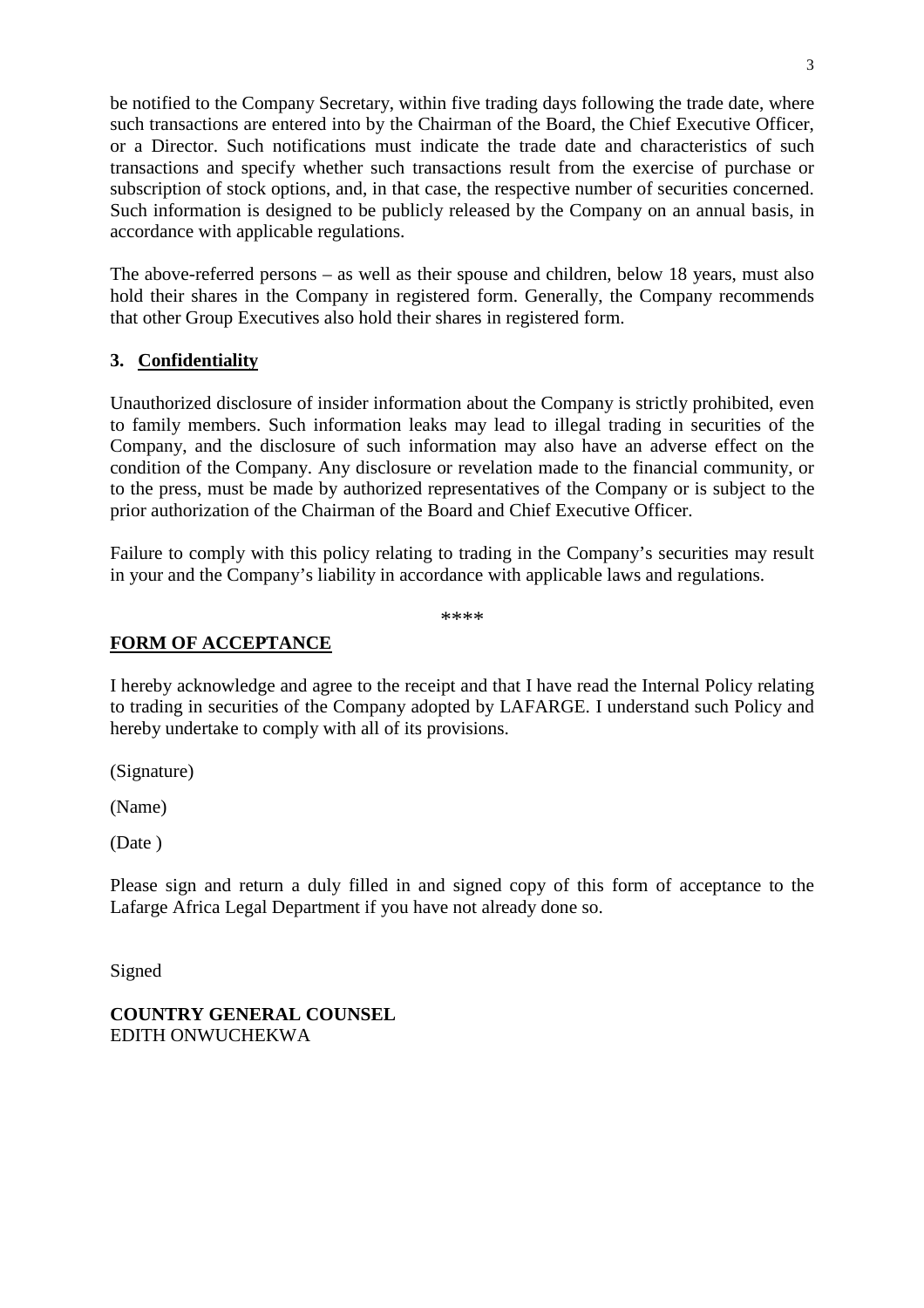be notified to the Company Secretary, within five trading days following the trade date, where such transactions are entered into by the Chairman of the Board, the Chief Executive Officer, or a Director. Such notifications must indicate the trade date and characteristics of such transactions and specify whether such transactions result from the exercise of purchase or subscription of stock options, and, in that case, the respective number of securities concerned. Such information is designed to be publicly released by the Company on an annual basis, in accordance with applicable regulations.

The above-referred persons – as well as their spouse and children, below 18 years, must also hold their shares in the Company in registered form. Generally, the Company recommends that other Group Executives also hold their shares in registered form.

## 3. Confidentiality

Unauthorized disclosure of insider information about the Company is strictly prohibited, even to family members. Such information leaks may lead to illegal trading in securities of the Company, and the disclosure of such information may also have an adverse effect on the condition of the Company. Any disclosure or revelation made to the financial community, or to the press, must be made by authorized representatives of the Company or is subject to the prior authorization of the Chairman of the Board and Chief Executive Officer.

Failure to comply with this policy relating to trading in the Company's securities may result in your and the Company's liability in accordance with applicable laws and regulations.

\*\*\*\*

## FORM OF ACCEPTANCE

I hereby acknowledge and agree to the receipt and that I have read the Internal Policy relating to trading in securities of the Company adopted by LAFARGE. I understand such Policy and hereby undertake to comply with all of its provisions.

(Signature)

(Name)

(Date )

Please sign and return a duly filled in and signed copy of this form of acceptance to the Lafarge Africa Legal Department if you have not already done so.

Signed

**COUNTRY GENERAL COUNSEL**
EDITH ONWUCHEKWA